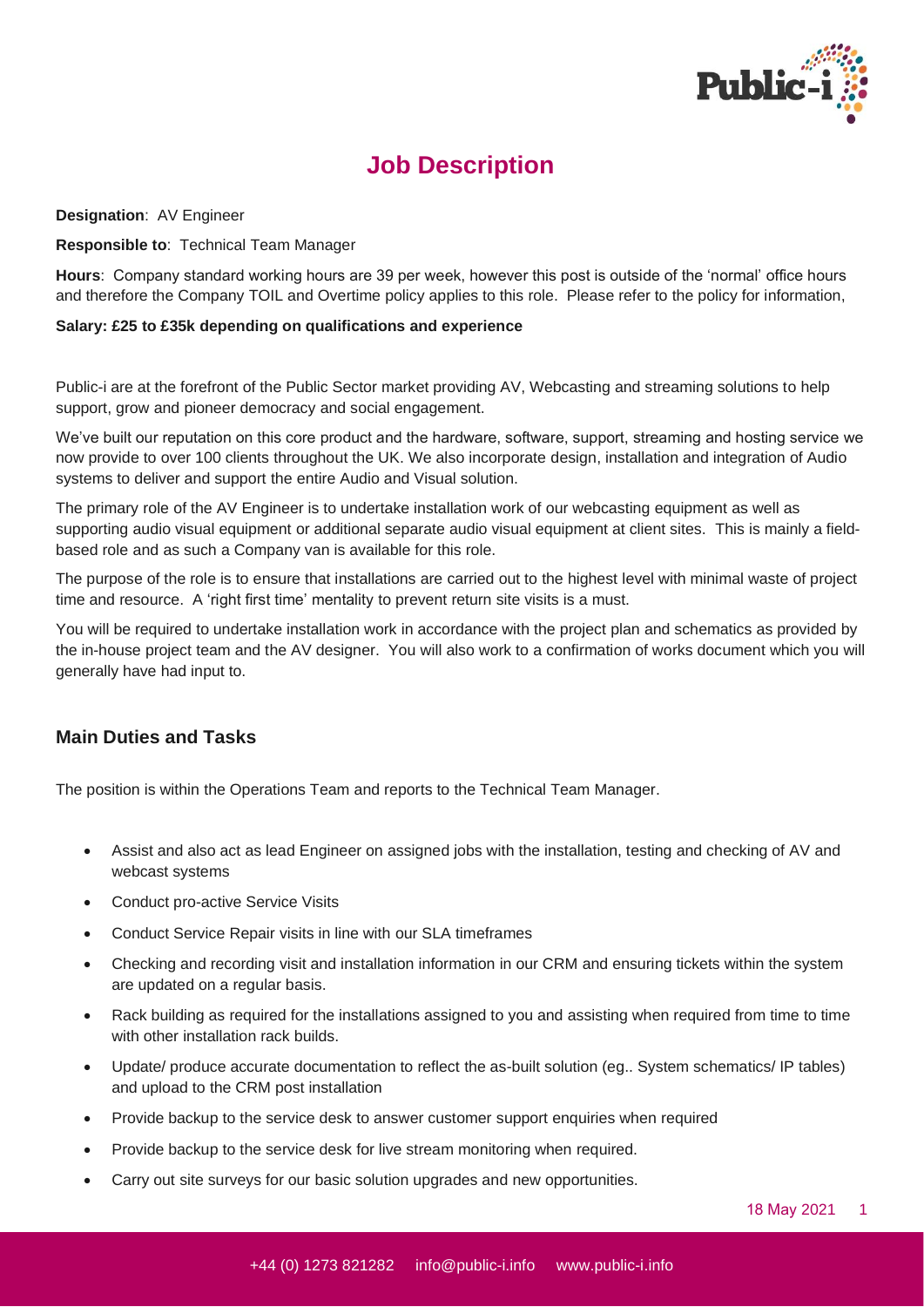# Job Description

**Designation**: AV Engineer

**Responsible to**: Technical Team Manager

**Hours**: Company standard working hours are 39 per week, however this post is outside of the 'normal' office hours and therefore the Company TOIL and Overtime policy applies to this role. Please refer to the policy for information,

**Salary: £25 to £35k depending on qualifications and experience**

Public-i are at the forefront of the Public Sector market providing AV, Webcasting and streaming solutions to help support, grow and pioneer democracy and social engagement.

We've built our reputation on this core product and the hardware, software, support, streaming and hosting service we now provide to over 100 clients throughout the UK. We also incorporate design, installation and integration of Audio systems to deliver and support the entire Audio and Visual solution.

The primary role of the AV Engineer is to undertake installation work of our webcasting equipment as well as supporting audio visual equipment or additional separate audio visual equipment at client sites. This is mainly a field-based role and as such a Company van is available for this role.

The purpose of the role is to ensure that installations are carried out to the highest level with minimal waste of project time and resource. A 'right first time' mentality to prevent return site visits is a must.

You will be required to undertake installation work in accordance with the project plan and schematics as provided by the in-house project team and the AV designer. You will also work to a confirmation of works document which you will generally have had input to.

## Main Duties and Tasks

The position is within the Operations Team and reports to the Technical Team Manager.

- Assist and also act as lead Engineer on assigned jobs with the installation, testing and checking of AV and webcast systems
- Conduct pro-active Service Visits
- Conduct Service Repair visits in line with our SLA timeframes
- Checking and recording visit and installation information in our CRM and ensuring tickets within the system are updated on a regular basis.
- Rack building as required for the installations assigned to you and assisting when required from time to time with other installation rack builds.
- Update/ produce accurate documentation to reflect the as-built solution (eg.. System schematics/ IP tables) and upload to the CRM post installation
- Provide backup to the service desk to answer customer support enquiries when required
- Provide backup to the service desk for live stream monitoring when required.
- Carry out site surveys for our basic solution upgrades and new opportunities.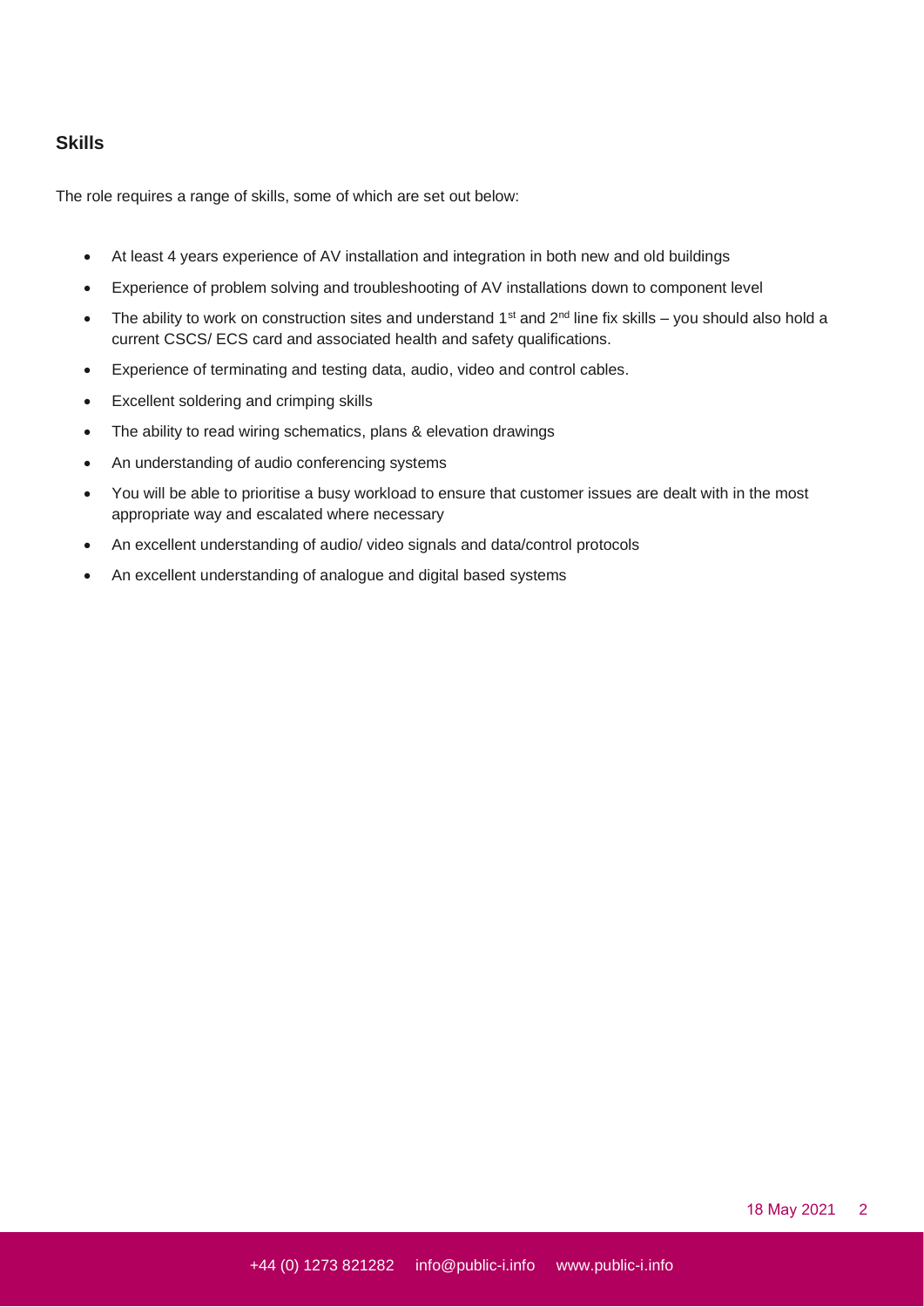## Skills

The role requires a range of skills, some of which are set out below:

- At least 4 years experience of AV installation and integration in both new and old buildings
- Experience of problem solving and troubleshooting of AV installations down to component level
- The ability to work on construction sites and understand 1st and 2nd line fix skills – you should also hold a current CSCS/ ECS card and associated health and safety qualifications.
- Experience of terminating and testing data, audio, video and control cables.
- Excellent soldering and crimping skills
- The ability to read wiring schematics, plans & elevation drawings
- An understanding of audio conferencing systems
- You will be able to prioritise a busy workload to ensure that customer issues are dealt with in the most appropriate way and escalated where necessary
- An excellent understanding of audio/ video signals and data/control protocols
- An excellent understanding of analogue and digital based systems